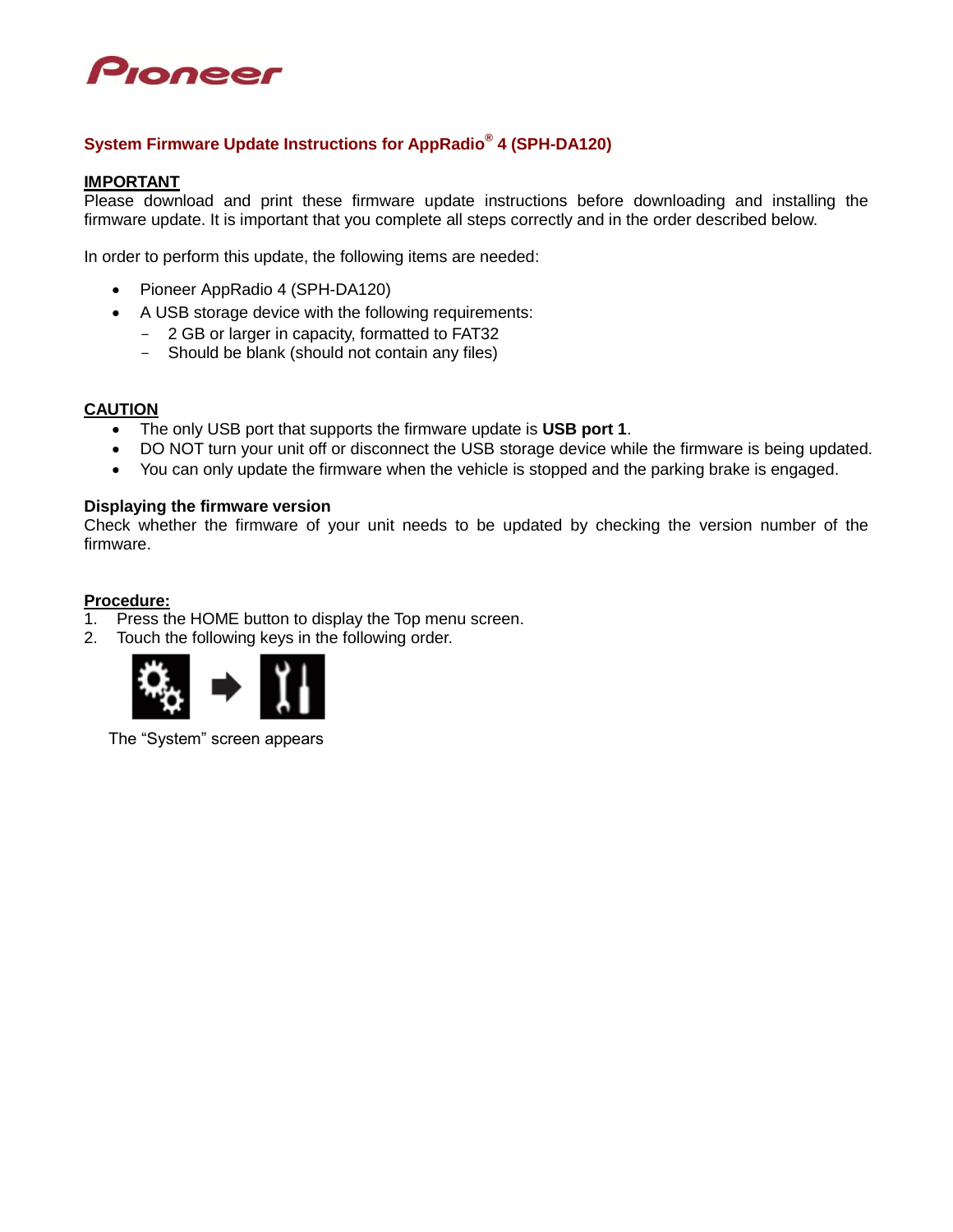# System Firmware Update Instructions for AppRadio® 4 (SPH-DA120)

**IMPORTANT**

Please download and print these firmware update instructions before downloading and installing the firmware update. It is important that you complete all steps correctly and in the order described below.

In order to perform this update, the following items are needed:

- Pioneer AppRadio 4 (SPH-DA120)
- A USB storage device with the following requirements:
  - 2 GB or larger in capacity, formatted to FAT32
  - Should be blank (should not contain any files)

**CAUTION**

- The only USB port that supports the firmware update is **USB port 1**.
- DO NOT turn your unit off or disconnect the USB storage device while the firmware is being updated.
- You can only update the firmware when the vehicle is stopped and the parking brake is engaged.

**Displaying the firmware version**

Check whether the firmware of your unit needs to be updated by checking the version number of the firmware.

**Procedure:**

1. Press the HOME button to display the Top menu screen.
2. Touch the following keys in the following order.

The "System" screen appears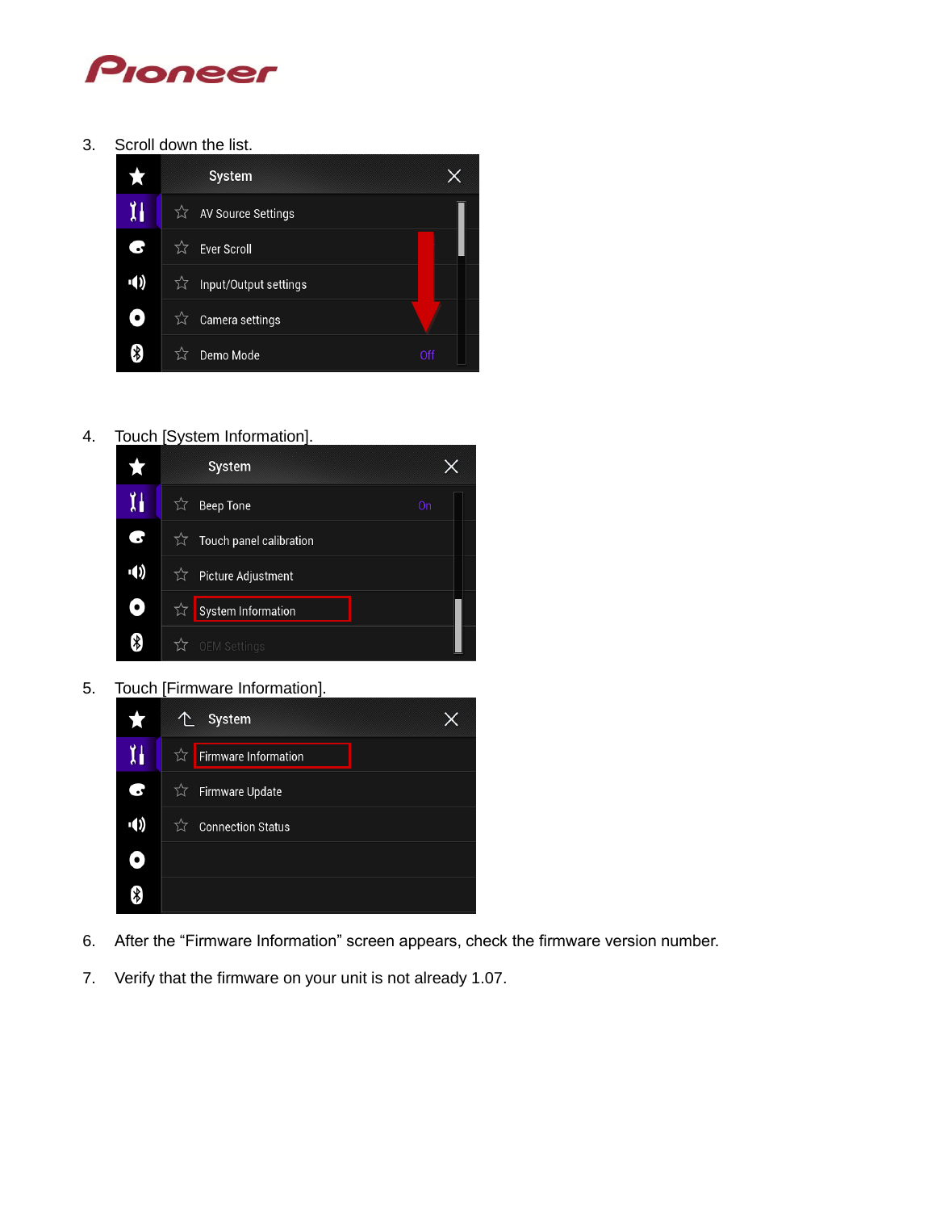3. Scroll down the list.

4. Touch [System Information].

5. Touch [Firmware Information].

6. After the “Firmware Information” screen appears, check the firmware version number.

7. Verify that the firmware on your unit is not already 1.07.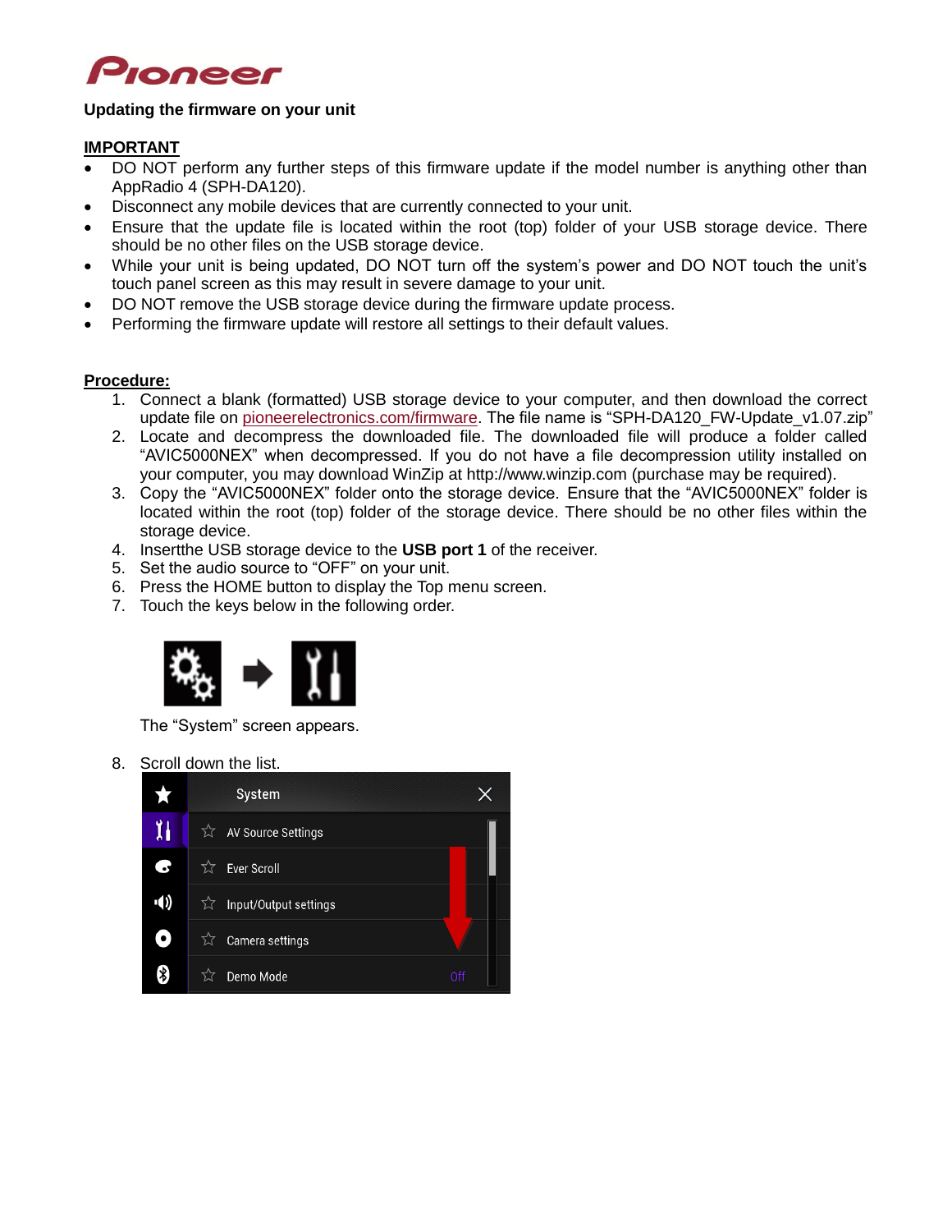**Updating the firmware on your unit**

**IMPORTANT**

- DO NOT perform any further steps of this firmware update if the model number is anything other than AppRadio 4 (SPH-DA120).
- Disconnect any mobile devices that are currently connected to your unit.
- Ensure that the update file is located within the root (top) folder of your USB storage device. There should be no other files on the USB storage device.
- While your unit is being updated, DO NOT turn off the system's power and DO NOT touch the unit's touch panel screen as this may result in severe damage to your unit.
- DO NOT remove the USB storage device during the firmware update process.
- Performing the firmware update will restore all settings to their default values.

**Procedure:**

1. Connect a blank (formatted) USB storage device to your computer, and then download the correct update file on pioneerelectronics.com/firmware. The file name is "SPH-DA120_FW-Update_v1.07.zip"
2. Locate and decompress the downloaded file. The downloaded file will produce a folder called "AVIC5000NEX" when decompressed. If you do not have a file decompression utility installed on your computer, you may download WinZip at http://www.winzip.com (purchase may be required).
3. Copy the "AVIC5000NEX" folder onto the storage device. Ensure that the "AVIC5000NEX" folder is located within the root (top) folder of the storage device. There should be no other files within the storage device.
4. Insertthe USB storage device to the **USB port 1** of the receiver.
5. Set the audio source to "OFF" on your unit.
6. Press the HOME button to display the Top menu screen.
7. Touch the keys below in the following order.

   The "System" screen appears.
8. Scroll down the list.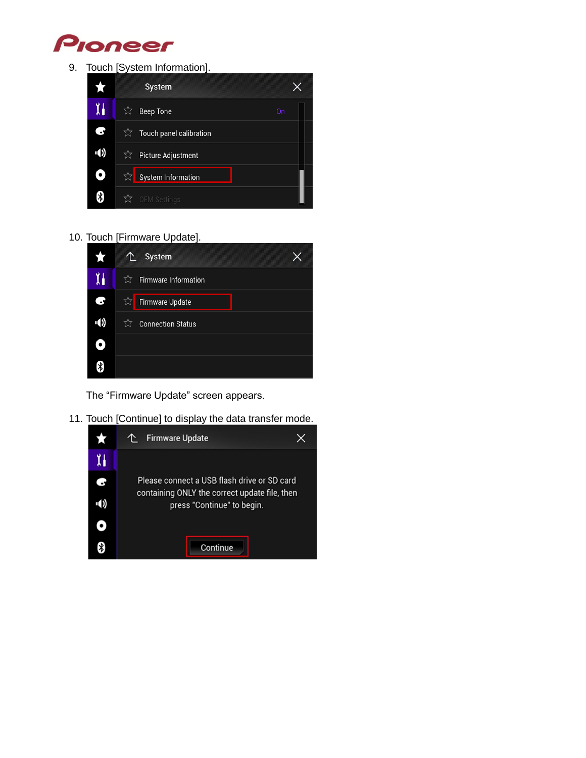9. Touch [System Information].

10. Touch [Firmware Update].

    The “Firmware Update” screen appears.

11. Touch [Continue] to display the data transfer mode.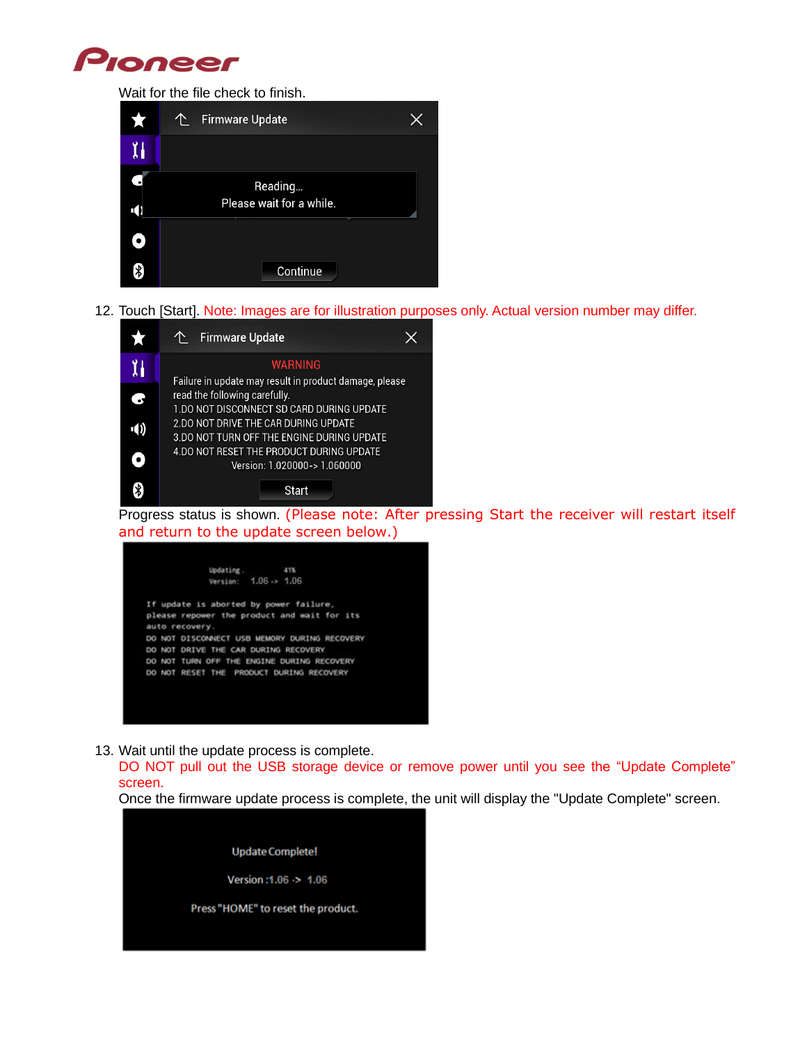Wait for the file check to finish.

12. Touch [Start]. Note: Images are for illustration purposes only. Actual version number may differ.

    Progress status is shown. (Please note: After pressing Start the receiver will restart itself and return to the update screen below.)

13. Wait until the update process is complete.
    DO NOT pull out the USB storage device or remove power until you see the "Update Complete" screen.
    Once the firmware update process is complete, the unit will display the "Update Complete" screen.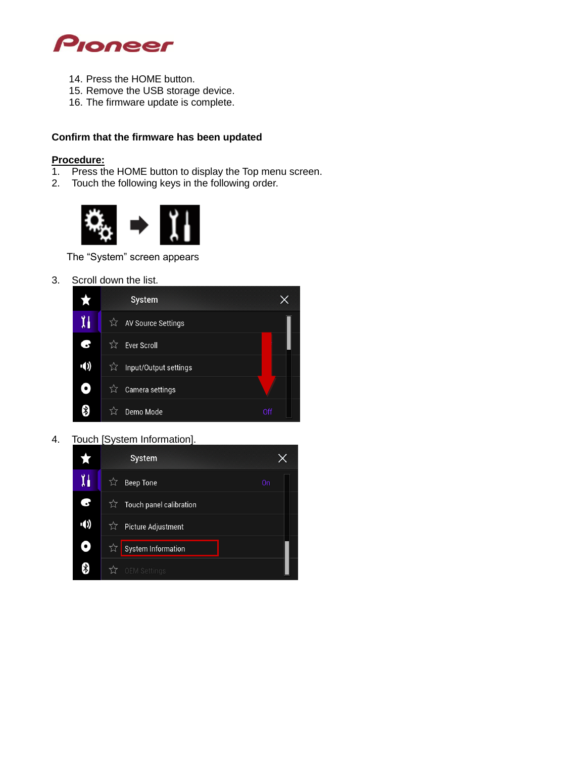14. Press the HOME button.
15. Remove the USB storage device.
16. The firmware update is complete.

**Confirm that the firmware has been updated**

**Procedure:**

1. Press the HOME button to display the Top menu screen.
2. Touch the following keys in the following order.

The “System” screen appears

3. Scroll down the list.

4. Touch [System Information].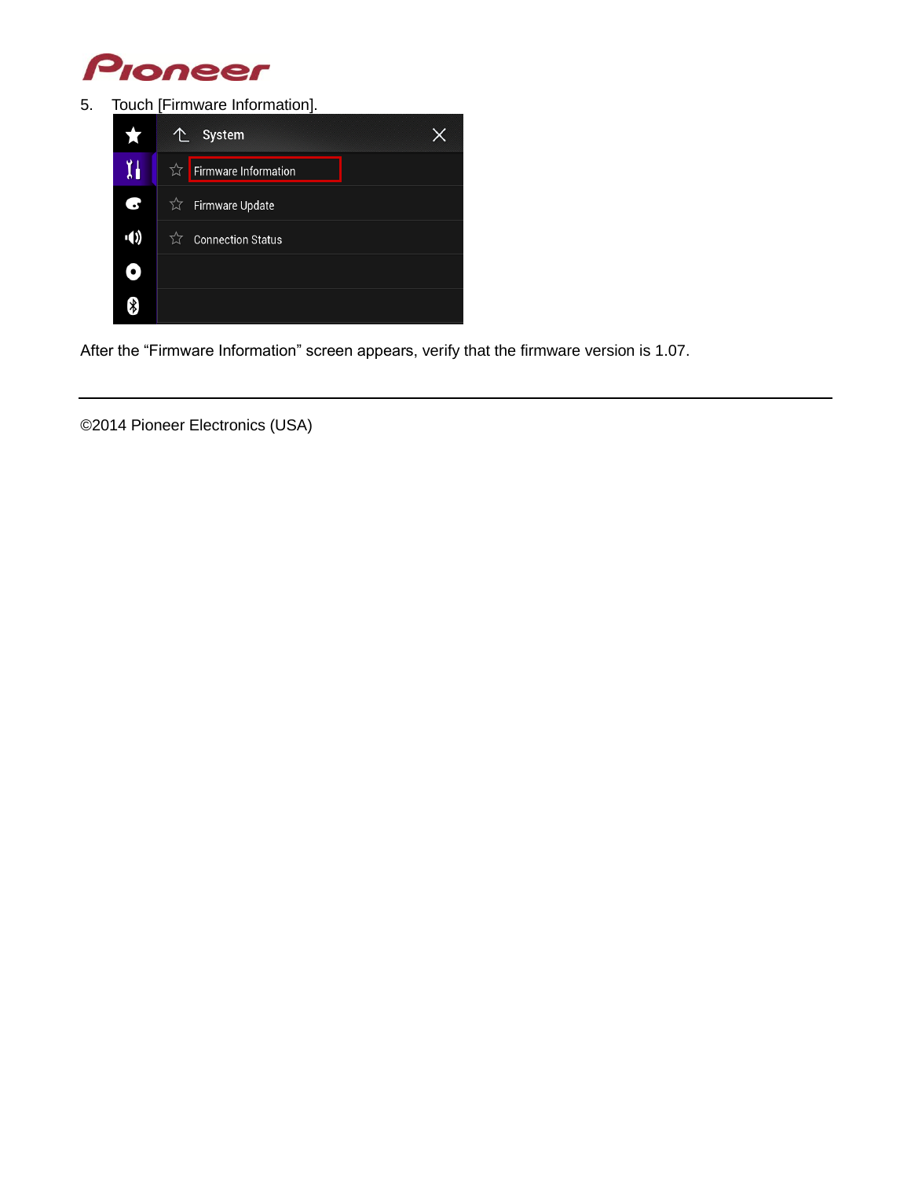5. Touch [Firmware Information].

After the “Firmware Information” screen appears, verify that the firmware version is 1.07.

---

©2014 Pioneer Electronics (USA)